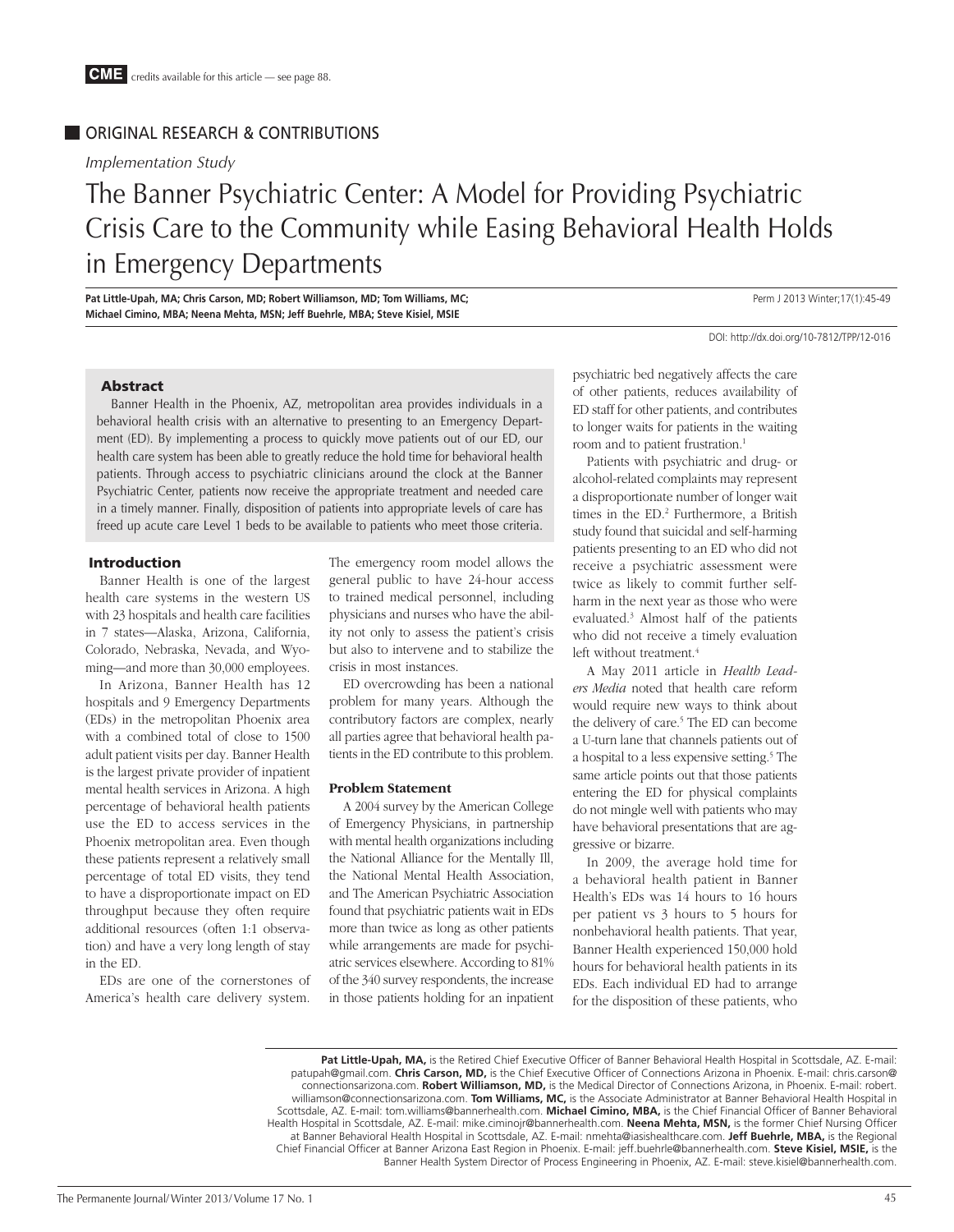CME credits available for this article — see page 88.

ORIGINAL RESEARCH & CONTRIBUTIONS

*Implementation Study*

# The Banner Psychiatric Center: A Model for Providing Psychiatric Crisis Care to the Community while Easing Behavioral Health Holds in Emergency Departments

**Pat Little-Upah, MA; Chris Carson, MD; Robert Williamson, MD; Tom Williams, MC; Michael Cimino, MBA; Neena Mehta, MSN; Jeff Buehrle, MBA; Steve Kisiel, MSIE**

Perm J 2013 Winter;17(1):45-49

DOI: http://dx.doi.org/10-7812/TPP/12-016

## Abstract

Banner Health in the Phoenix, AZ, metropolitan area provides individuals in a behavioral health crisis with an alternative to presenting to an Emergency Department (ED). By implementing a process to quickly move patients out of our ED, our health care system has been able to greatly reduce the hold time for behavioral health patients. Through access to psychiatric clinicians around the clock at the Banner Psychiatric Center, patients now receive the appropriate treatment and needed care in a timely manner. Finally, disposition of patients into appropriate levels of care has freed up acute care Level 1 beds to be available to patients who meet those criteria.

## Introduction

Banner Health is one of the largest health care systems in the western US with 23 hospitals and health care facilities in 7 states—Alaska, Arizona, California, Colorado, Nebraska, Nevada, and Wyoming—and more than 30,000 employees.

In Arizona, Banner Health has 12 hospitals and 9 Emergency Departments (EDs) in the metropolitan Phoenix area with a combined total of close to 1500 adult patient visits per day. Banner Health is the largest private provider of inpatient mental health services in Arizona. A high percentage of behavioral health patients use the ED to access services in the Phoenix metropolitan area. Even though these patients represent a relatively small percentage of total ED visits, they tend to have a disproportionate impact on ED throughput because they often require additional resources (often 1:1 observation) and have a very long length of stay in the ED.

EDs are one of the cornerstones of America's health care delivery system. The emergency room model allows the general public to have 24-hour access to trained medical personnel, including physicians and nurses who have the ability not only to assess the patient's crisis but also to intervene and to stabilize the crisis in most instances.

ED overcrowding has been a national problem for many years. Although the contributory factors are complex, nearly all parties agree that behavioral health patients in the ED contribute to this problem.

### Problem Statement

A 2004 survey by the American College of Emergency Physicians, in partnership with mental health organizations including the National Alliance for the Mentally Ill, the National Mental Health Association, and The American Psychiatric Association found that psychiatric patients wait in EDs more than twice as long as other patients while arrangements are made for psychiatric services elsewhere. According to 81% of the 340 survey respondents, the increase in those patients holding for an inpatient psychiatric bed negatively affects the care of other patients, reduces availability of ED staff for other patients, and contributes to longer waits for patients in the waiting room and to patient frustration.[1]

Patients with psychiatric and drug- or alcohol-related complaints may represent a disproportionate number of longer wait times in the ED.[2] Furthermore, a British study found that suicidal and self-harming patients presenting to an ED who did not receive a psychiatric assessment were twice as likely to commit further self-harm in the next year as those who were evaluated.[3] Almost half of the patients who did not receive a timely evaluation left without treatment.[4]

A May 2011 article in *Health Leaders Media* noted that health care reform would require new ways to think about the delivery of care.[5] The ED can become a U-turn lane that channels patients out of a hospital to a less expensive setting.[5] The same article points out that those patients entering the ED for physical complaints do not mingle well with patients who may have behavioral presentations that are aggressive or bizarre.

In 2009, the average hold time for a behavioral health patient in Banner Health's EDs was 14 hours to 16 hours per patient vs 3 hours to 5 hours for nonbehavioral health patients. That year, Banner Health experienced 150,000 hold hours for behavioral health patients in its EDs. Each individual ED had to arrange for the disposition of these patients, who

---

**Pat Little-Upah, MA,** is the Retired Chief Executive Officer of Banner Behavioral Health Hospital in Scottsdale, AZ. E-mail: patupah@gmail.com. **Chris Carson, MD,** is the Chief Executive Officer of Connections Arizona in Phoenix. E-mail: chris.carson@connectionsarizona.com. **Robert Williamson, MD,** is the Medical Director of Connections Arizona, in Phoenix. E-mail: robert.williamson@connectionsarizona.com. **Tom Williams, MC,** is the Associate Administrator at Banner Behavioral Health Hospital in Scottsdale, AZ. E-mail: tom.williams@bannerhealth.com. **Michael Cimino, MBA,** is the Chief Financial Officer of Banner Behavioral Health Hospital in Scottsdale, AZ. E-mail: mike.ciminojr@bannerhealth.com. **Neena Mehta, MSN,** is the former Chief Nursing Officer at Banner Behavioral Health Hospital in Scottsdale, AZ. E-mail: nmehta@iasishealthcare.com. **Jeff Buehrle, MBA,** is the Regional Chief Financial Officer at Banner Arizona East Region in Phoenix. E-mail: jeff.buehrle@bannerhealth.com. **Steve Kisiel, MSIE,** is the Banner Health System Director of Process Engineering in Phoenix, AZ. E-mail: steve.kisiel@bannerhealth.com.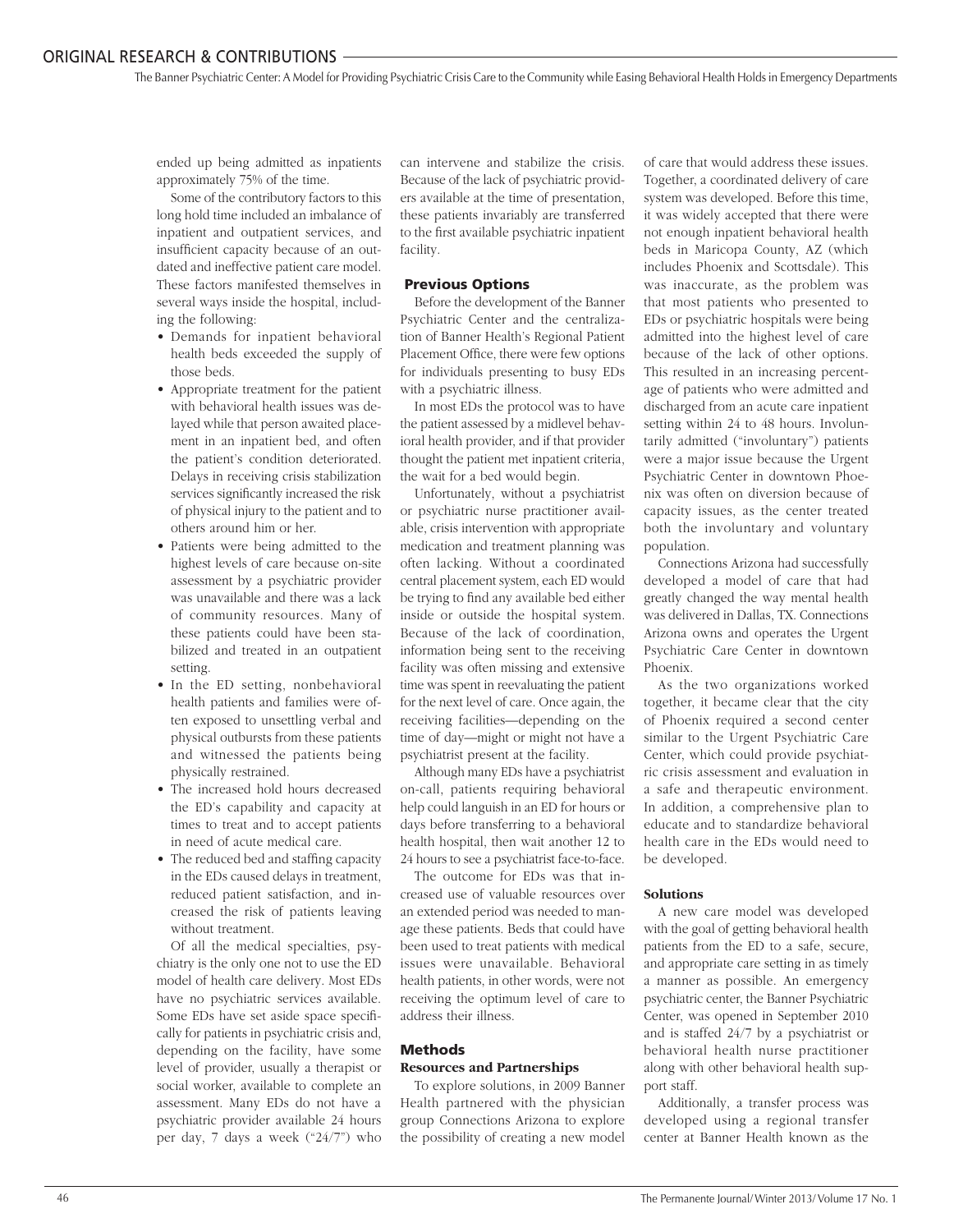ended up being admitted as inpatients approximately 75% of the time.

Some of the contributory factors to this long hold time included an imbalance of inpatient and outpatient services, and insufficient capacity because of an outdated and ineffective patient care model. These factors manifested themselves in several ways inside the hospital, including the following:

- Demands for inpatient behavioral health beds exceeded the supply of those beds.
- Appropriate treatment for the patient with behavioral health issues was delayed while that person awaited placement in an inpatient bed, and often the patient's condition deteriorated. Delays in receiving crisis stabilization services significantly increased the risk of physical injury to the patient and to others around him or her.
- Patients were being admitted to the highest levels of care because on-site assessment by a psychiatric provider was unavailable and there was a lack of community resources. Many of these patients could have been stabilized and treated in an outpatient setting.
- In the ED setting, nonbehavioral health patients and families were often exposed to unsettling verbal and physical outbursts from these patients and witnessed the patients being physically restrained.
- The increased hold hours decreased the ED's capability and capacity at times to treat and to accept patients in need of acute medical care.
- The reduced bed and staffing capacity in the EDs caused delays in treatment, reduced patient satisfaction, and increased the risk of patients leaving without treatment.

Of all the medical specialties, psychiatry is the only one not to use the ED model of health care delivery. Most EDs have no psychiatric services available. Some EDs have set aside space specifically for patients in psychiatric crisis and, depending on the facility, have some level of provider, usually a therapist or social worker, available to complete an assessment. Many EDs do not have a psychiatric provider available 24 hours per day, 7 days a week ("24/7") who can intervene and stabilize the crisis. Because of the lack of psychiatric providers available at the time of presentation, these patients invariably are transferred to the first available psychiatric inpatient facility.

### Previous Options

Before the development of the Banner Psychiatric Center and the centralization of Banner Health's Regional Patient Placement Office, there were few options for individuals presenting to busy EDs with a psychiatric illness.

In most EDs the protocol was to have the patient assessed by a midlevel behavioral health provider, and if that provider thought the patient met inpatient criteria, the wait for a bed would begin.

Unfortunately, without a psychiatrist or psychiatric nurse practitioner available, crisis intervention with appropriate medication and treatment planning was often lacking. Without a coordinated central placement system, each ED would be trying to find any available bed either inside or outside the hospital system. Because of the lack of coordination, information being sent to the receiving facility was often missing and extensive time was spent in reevaluating the patient for the next level of care. Once again, the receiving facilities—depending on the time of day—might or might not have a psychiatrist present at the facility.

Although many EDs have a psychiatrist on-call, patients requiring behavioral help could languish in an ED for hours or days before transferring to a behavioral health hospital, then wait another 12 to 24 hours to see a psychiatrist face-to-face.

The outcome for EDs was that increased use of valuable resources over an extended period was needed to manage these patients. Beds that could have been used to treat patients with medical issues were unavailable. Behavioral health patients, in other words, were not receiving the optimum level of care to address their illness.

## Methods

### Resources and Partnerships

To explore solutions, in 2009 Banner Health partnered with the physician group Connections Arizona to explore the possibility of creating a new model of care that would address these issues. Together, a coordinated delivery of care system was developed. Before this time, it was widely accepted that there were not enough inpatient behavioral health beds in Maricopa County, AZ (which includes Phoenix and Scottsdale). This was inaccurate, as the problem was that most patients who presented to EDs or psychiatric hospitals were being admitted into the highest level of care because of the lack of other options. This resulted in an increasing percentage of patients who were admitted and discharged from an acute care inpatient setting within 24 to 48 hours. Involuntarily admitted ("involuntary") patients were a major issue because the Urgent Psychiatric Center in downtown Phoenix was often on diversion because of capacity issues, as the center treated both the involuntary and voluntary population.

Connections Arizona had successfully developed a model of care that had greatly changed the way mental health was delivered in Dallas, TX. Connections Arizona owns and operates the Urgent Psychiatric Care Center in downtown Phoenix.

As the two organizations worked together, it became clear that the city of Phoenix required a second center similar to the Urgent Psychiatric Care Center, which could provide psychiatric crisis assessment and evaluation in a safe and therapeutic environment. In addition, a comprehensive plan to educate and to standardize behavioral health care in the EDs would need to be developed.

### Solutions

A new care model was developed with the goal of getting behavioral health patients from the ED to a safe, secure, and appropriate care setting in as timely a manner as possible. An emergency psychiatric center, the Banner Psychiatric Center, was opened in September 2010 and is staffed 24/7 by a psychiatrist or behavioral health nurse practitioner along with other behavioral health support staff.

Additionally, a transfer process was developed using a regional transfer center at Banner Health known as the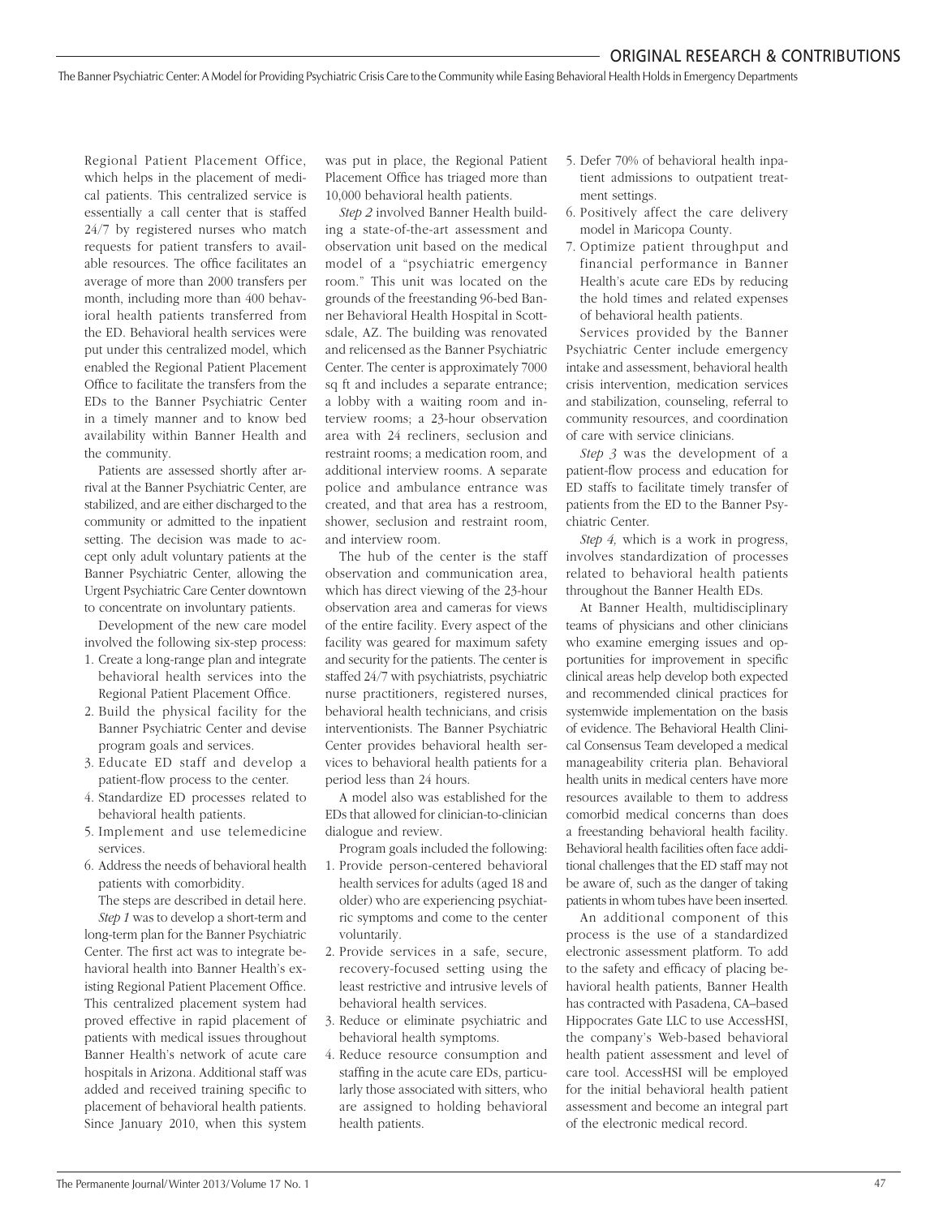Regional Patient Placement Office, which helps in the placement of medical patients. This centralized service is essentially a call center that is staffed 24/7 by registered nurses who match requests for patient transfers to available resources. The office facilitates an average of more than 2000 transfers per month, including more than 400 behavioral health patients transferred from the ED. Behavioral health services were put under this centralized model, which enabled the Regional Patient Placement Office to facilitate the transfers from the EDs to the Banner Psychiatric Center in a timely manner and to know bed availability within Banner Health and the community.

Patients are assessed shortly after arrival at the Banner Psychiatric Center, are stabilized, and are either discharged to the community or admitted to the inpatient setting. The decision was made to accept only adult voluntary patients at the Banner Psychiatric Center, allowing the Urgent Psychiatric Care Center downtown to concentrate on involuntary patients.

Development of the new care model involved the following six-step process:

1. Create a long-range plan and integrate behavioral health services into the Regional Patient Placement Office.
2. Build the physical facility for the Banner Psychiatric Center and devise program goals and services.
3. Educate ED staff and develop a patient-flow process to the center.
4. Standardize ED processes related to behavioral health patients.
5. Implement and use telemedicine services.
6. Address the needs of behavioral health patients with comorbidity.

The steps are described in detail here.

*Step 1* was to develop a short-term and long-term plan for the Banner Psychiatric Center. The first act was to integrate behavioral health into Banner Health's existing Regional Patient Placement Office. This centralized placement system had proved effective in rapid placement of patients with medical issues throughout Banner Health's network of acute care hospitals in Arizona. Additional staff was added and received training specific to placement of behavioral health patients. Since January 2010, when this system was put in place, the Regional Patient Placement Office has triaged more than 10,000 behavioral health patients.

*Step 2* involved Banner Health building a state-of-the-art assessment and observation unit based on the medical model of a "psychiatric emergency room." This unit was located on the grounds of the freestanding 96-bed Banner Behavioral Health Hospital in Scottsdale, AZ. The building was renovated and relicensed as the Banner Psychiatric Center. The center is approximately 7000 sq ft and includes a separate entrance; a lobby with a waiting room and interview rooms; a 23-hour observation area with 24 recliners, seclusion and restraint rooms; a medication room, and additional interview rooms. A separate police and ambulance entrance was created, and that area has a restroom, shower, seclusion and restraint room, and interview room.

The hub of the center is the staff observation and communication area, which has direct viewing of the 23-hour observation area and cameras for views of the entire facility. Every aspect of the facility was geared for maximum safety and security for the patients. The center is staffed 24/7 with psychiatrists, psychiatric nurse practitioners, registered nurses, behavioral health technicians, and crisis interventionists. The Banner Psychiatric Center provides behavioral health services to behavioral health patients for a period less than 24 hours.

A model also was established for the EDs that allowed for clinician-to-clinician dialogue and review.

Program goals included the following:

1. Provide person-centered behavioral health services for adults (aged 18 and older) who are experiencing psychiatric symptoms and come to the center voluntarily.
2. Provide services in a safe, secure, recovery-focused setting using the least restrictive and intrusive levels of behavioral health services.
3. Reduce or eliminate psychiatric and behavioral health symptoms.
4. Reduce resource consumption and staffing in the acute care EDs, particularly those associated with sitters, who are assigned to holding behavioral health patients.
5. Defer 70% of behavioral health inpatient admissions to outpatient treatment settings.
6. Positively affect the care delivery model in Maricopa County.
7. Optimize patient throughput and financial performance in Banner Health's acute care EDs by reducing the hold times and related expenses of behavioral health patients.

Services provided by the Banner Psychiatric Center include emergency intake and assessment, behavioral health crisis intervention, medication services and stabilization, counseling, referral to community resources, and coordination of care with service clinicians.

*Step 3* was the development of a patient-flow process and education for ED staffs to facilitate timely transfer of patients from the ED to the Banner Psychiatric Center.

*Step 4,* which is a work in progress, involves standardization of processes related to behavioral health patients throughout the Banner Health EDs.

At Banner Health, multidisciplinary teams of physicians and other clinicians who examine emerging issues and opportunities for improvement in specific clinical areas help develop both expected and recommended clinical practices for systemwide implementation on the basis of evidence. The Behavioral Health Clinical Consensus Team developed a medical manageability criteria plan. Behavioral health units in medical centers have more resources available to them to address comorbid medical concerns than does a freestanding behavioral health facility. Behavioral health facilities often face additional challenges that the ED staff may not be aware of, such as the danger of taking patients in whom tubes have been inserted.

An additional component of this process is the use of a standardized electronic assessment platform. To add to the safety and efficacy of placing behavioral health patients, Banner Health has contracted with Pasadena, CA–based Hippocrates Gate LLC to use AccessHSI, the company's Web-based behavioral health patient assessment and level of care tool. AccessHSI will be employed for the initial behavioral health patient assessment and become an integral part of the electronic medical record.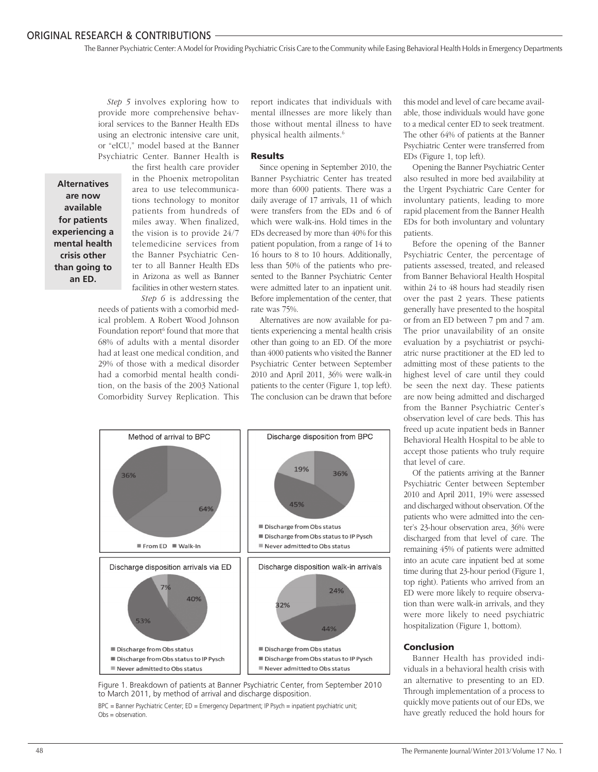*Step 5* involves exploring how to provide more comprehensive behavioral services to the Banner Health EDs using an electronic intensive care unit, or "eICU," model based at the Banner Psychiatric Center. Banner Health is the first health care provider in the Phoenix metropolitan area to use telecommunications technology to monitor patients from hundreds of miles away. When finalized, the vision is to provide 24/7 telemedicine services from the Banner Psychiatric Center to all Banner Health EDs in Arizona as well as Banner facilities in other western states.

**Alternatives are now available for patients experiencing a mental health crisis other than going to an ED.**

*Step 6* is addressing the needs of patients with a comorbid medical problem. A Robert Wood Johnson Foundation report[6] found that more that 68% of adults with a mental disorder had at least one medical condition, and 29% of those with a medical disorder had a comorbid mental health condition, on the basis of the 2003 National Comorbidity Survey Replication. This report indicates that individuals with mental illnesses are more likely than those without mental illness to have physical health ailments.[6]

## Results

Since opening in September 2010, the Banner Psychiatric Center has treated more than 6000 patients. There was a daily average of 17 arrivals, 11 of which were transfers from the EDs and 6 of which were walk-ins. Hold times in the EDs decreased by more than 40% for this patient population, from a range of 14 to 16 hours to 8 to 10 hours. Additionally, less than 50% of the patients who presented to the Banner Psychiatric Center were admitted later to an inpatient unit. Before implementation of the center, that rate was 75%.

Alternatives are now available for patients experiencing a mental health crisis other than going to an ED. Of the more than 4000 patients who visited the Banner Psychiatric Center between September 2010 and April 2011, 36% were walk-in patients to the center (Figure 1, top left). The conclusion can be drawn that before this model and level of care became available, those individuals would have gone to a medical center ED to seek treatment. The other 64% of patients at the Banner Psychiatric Center were transferred from EDs (Figure 1, top left).

Opening the Banner Psychiatric Center also resulted in more bed availability at the Urgent Psychiatric Care Center for involuntary patients, leading to more rapid placement from the Banner Health EDs for both involuntary and voluntary patients.

Before the opening of the Banner Psychiatric Center, the percentage of patients assessed, treated, and released from Banner Behavioral Health Hospital within 24 to 48 hours had steadily risen over the past 2 years. These patients generally have presented to the hospital or from an ED between 7 pm and 7 am. The prior unavailability of an onsite evaluation by a psychiatrist or psychiatric nurse practitioner at the ED led to admitting most of these patients to the highest level of care until they could be seen the next day. These patients are now being admitted and discharged from the Banner Psychiatric Center's observation level of care beds. This has freed up acute inpatient beds in Banner Behavioral Health Hospital to be able to accept those patients who truly require that level of care.

Of the patients arriving at the Banner Psychiatric Center between September 2010 and April 2011, 19% were assessed and discharged without observation. Of the patients who were admitted into the center's 23-hour observation area, 36% were discharged from that level of care. The remaining 45% of patients were admitted into an acute care inpatient bed at some time during that 23-hour period (Figure 1, top right). Patients who arrived from an ED were more likely to require observation than were walk-in arrivals, and they were more likely to need psychiatric hospitalization (Figure 1, bottom).

**Method of arrival to BPC**

| From ED | Walk-In |
|---|---|
| 64% | 36% |

**Discharge disposition from BPC**

| Discharge from Obs status | Discharge from Obs status to IP Pysch | Never admitted to Obs status |
|---|---|---|
| 36% | 45% | 19% |

**Discharge disposition arrivals via ED**

| Discharge from Obs status | Discharge from Obs status to IP Pysch | Never admitted to Obs status |
|---|---|---|
| 40% | 53% | 7% |

**Discharge disposition walk-in arrivals**

| Discharge from Obs status | Discharge from Obs status to IP Pysch | Never admitted to Obs status |
|---|---|---|
| 24% | 44% | 32% |

Figure 1. Breakdown of patients at Banner Psychiatric Center, from September 2010 to March 2011, by method of arrival and discharge disposition.

BPC = Banner Psychiatric Center; ED = Emergency Department; IP Psych = inpatient psychiatric unit; Obs = observation.

## Conclusion

Banner Health has provided individuals in a behavioral health crisis with an alternative to presenting to an ED. Through implementation of a process to quickly move patients out of our EDs, we have greatly reduced the hold hours for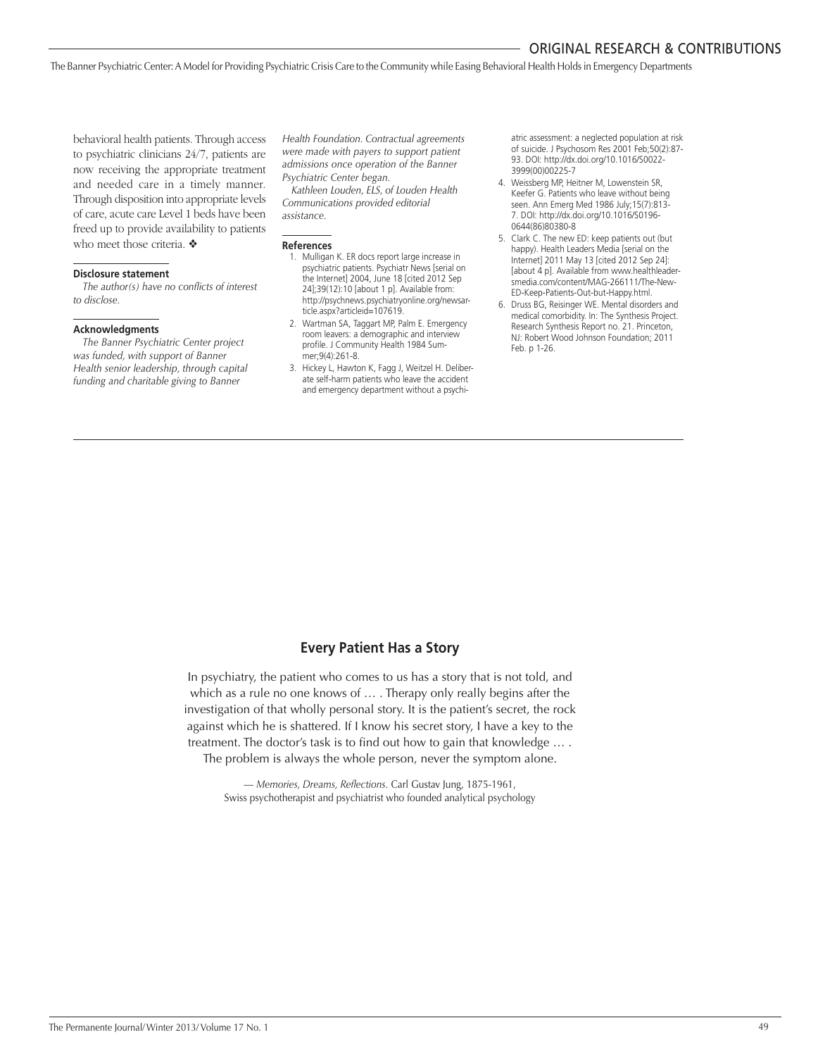behavioral health patients. Through access to psychiatric clinicians 24/7, patients are now receiving the appropriate treatment and needed care in a timely manner. Through disposition into appropriate levels of care, acute care Level 1 beds have been freed up to provide availability to patients who meet those criteria. ❖

#### Disclosure statement

*The author(s) have no conflicts of interest to disclose.*

#### Acknowledgments

*The Banner Psychiatric Center project was funded, with support of Banner Health senior leadership, through capital funding and charitable giving to Banner Health Foundation. Contractual agreements were made with payers to support patient admissions once operation of the Banner Psychiatric Center began.*

*Kathleen Louden, ELS, of Louden Health Communications provided editorial assistance.*

#### References

1. Mulligan K. ER docs report large increase in psychiatric patients. Psychiatr News [serial on the Internet] 2004, June 18 [cited 2012 Sep 24];39(12):10 [about 1 p]. Available from: http://psychnews.psychiatryonline.org/newsarticle.aspx?articleid=107619.
2. Wartman SA, Taggart MP, Palm E. Emergency room leavers: a demographic and interview profile. J Community Health 1984 Summer;9(4):261-8.
3. Hickey L, Hawton K, Fagg J, Weitzel H. Deliberate self-harm patients who leave the accident and emergency department without a psychiatric assessment: a neglected population at risk of suicide. J Psychosom Res 2001 Feb;50(2):87-93. DOI: http://dx.doi.org/10.1016/S0022-3999(00)00225-7
4. Weissberg MP, Heitner M, Lowenstein SR, Keefer G. Patients who leave without being seen. Ann Emerg Med 1986 July;15(7):813-7. DOI: http://dx.doi.org/10.1016/S0196-0644(86)80380-8
5. Clark C. The new ED: keep patients out (but happy). Health Leaders Media [serial on the Internet] 2011 May 13 [cited 2012 Sep 24]: [about 4 p]. Available from www.healthleadersmedia.com/content/MAG-266111/The-New-ED-Keep-Patients-Out-but-Happy.html.
6. Druss BG, Reisinger WE. Mental disorders and medical comorbidity. In: The Synthesis Project. Research Synthesis Report no. 21. Princeton, NJ: Robert Wood Johnson Foundation; 2011 Feb. p 1-26.

## Every Patient Has a Story

In psychiatry, the patient who comes to us has a story that is not told, and which as a rule no one knows of … . Therapy only really begins after the investigation of that wholly personal story. It is the patient's secret, the rock against which he is shattered. If I know his secret story, I have a key to the treatment. The doctor's task is to find out how to gain that knowledge … . The problem is always the whole person, never the symptom alone.

— *Memories, Dreams, Reflections.* Carl Gustav Jung, 1875-1961, Swiss psychotherapist and psychiatrist who founded analytical psychology